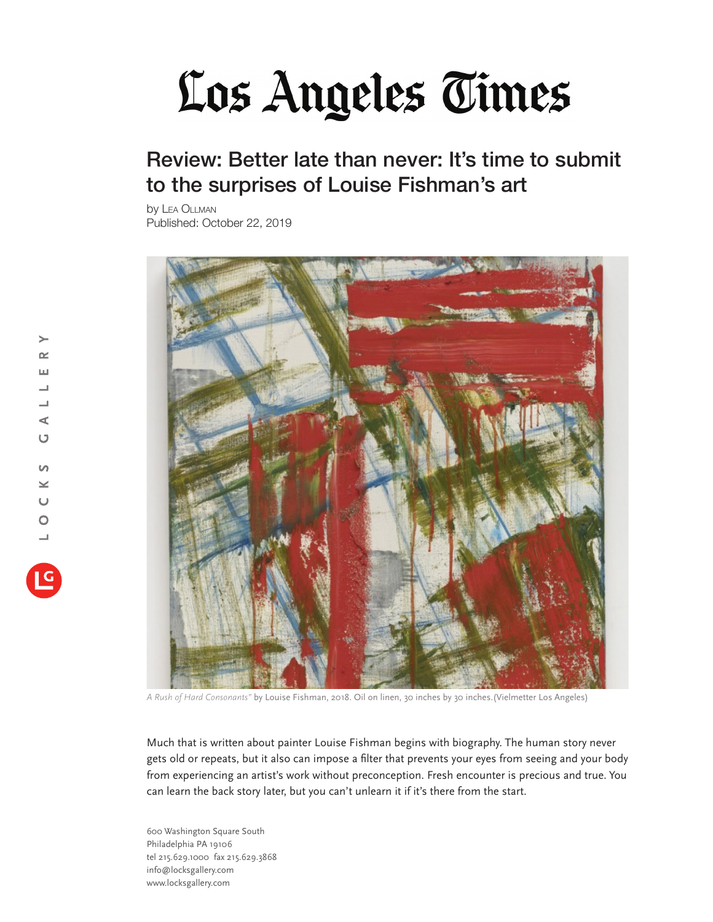# Los Angeles Times

## Review: Better late than never: It's time to submit to the surprises of Louise Fishman's art

by Lea Ollman
Published: October 22, 2019

*A Rush of Hard Consonants"* by Louise Fishman, 2018. Oil on linen, 30 inches by 30 inches.(Vielmetter Los Angeles)

Much that is written about painter Louise Fishman begins with biography. The human story never gets old or repeats, but it also can impose a filter that prevents your eyes from seeing and your body from experiencing an artist's work without preconception. Fresh encounter is precious and true. You can learn the back story later, but you can't unlearn it if it's there from the start.

600 Washington Square South
Philadelphia PA 19106
tel 215.629.1000 fax 215.629.3868
info@locksgallery.com
www.locksgallery.com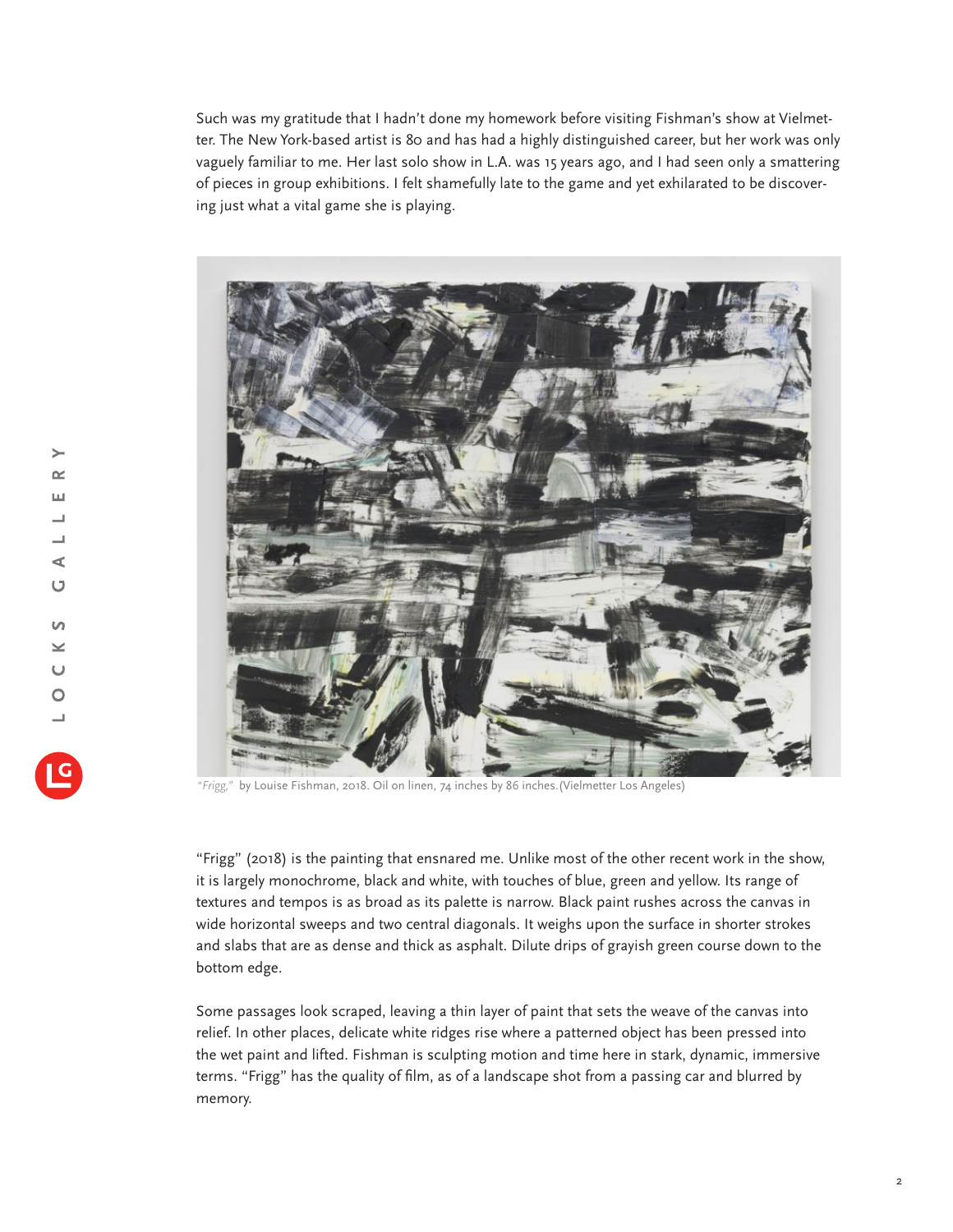Such was my gratitude that I hadn't done my homework before visiting Fishman's show at Vielmetter. The New York-based artist is 80 and has had a highly distinguished career, but her work was only vaguely familiar to me. Her last solo show in L.A. was 15 years ago, and I had seen only a smattering of pieces in group exhibitions. I felt shamefully late to the game and yet exhilarated to be discovering just what a vital game she is playing.

"*Frigg*," by Louise Fishman, 2018. Oil on linen, 74 inches by 86 inches.(Vielmetter Los Angeles)

"Frigg" (2018) is the painting that ensnared me. Unlike most of the other recent work in the show, it is largely monochrome, black and white, with touches of blue, green and yellow. Its range of textures and tempos is as broad as its palette is narrow. Black paint rushes across the canvas in wide horizontal sweeps and two central diagonals. It weighs upon the surface in shorter strokes and slabs that are as dense and thick as asphalt. Dilute drips of grayish green course down to the bottom edge.

Some passages look scraped, leaving a thin layer of paint that sets the weave of the canvas into relief. In other places, delicate white ridges rise where a patterned object has been pressed into the wet paint and lifted. Fishman is sculpting motion and time here in stark, dynamic, immersive terms. "Frigg" has the quality of film, as of a landscape shot from a passing car and blurred by memory.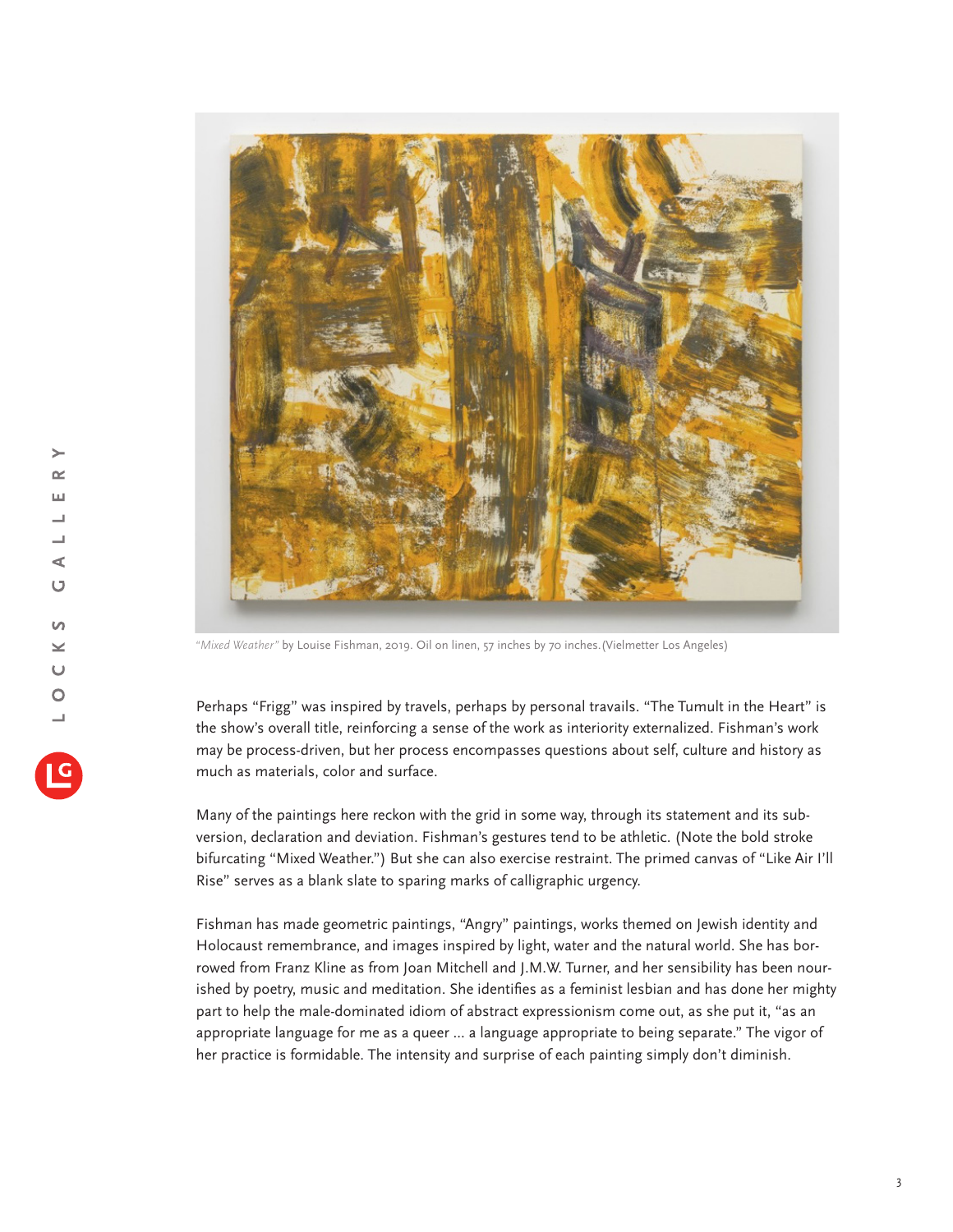*"Mixed Weather"* by Louise Fishman, 2019. Oil on linen, 57 inches by 70 inches. (Vielmetter Los Angeles)

Perhaps "Frigg" was inspired by travels, perhaps by personal travails. "The Tumult in the Heart" is the show's overall title, reinforcing a sense of the work as interiority externalized. Fishman's work may be process-driven, but her process encompasses questions about self, culture and history as much as materials, color and surface.

Many of the paintings here reckon with the grid in some way, through its statement and its subversion, declaration and deviation. Fishman's gestures tend to be athletic. (Note the bold stroke bifurcating "Mixed Weather.") But she can also exercise restraint. The primed canvas of "Like Air I'll Rise" serves as a blank slate to sparing marks of calligraphic urgency.

Fishman has made geometric paintings, "Angry" paintings, works themed on Jewish identity and Holocaust remembrance, and images inspired by light, water and the natural world. She has borrowed from Franz Kline as from Joan Mitchell and J.M.W. Turner, and her sensibility has been nourished by poetry, music and meditation. She identifies as a feminist lesbian and has done her mighty part to help the male-dominated idiom of abstract expressionism come out, as she put it, "as an appropriate language for me as a queer ... a language appropriate to being separate." The vigor of her practice is formidable. The intensity and surprise of each painting simply don't diminish.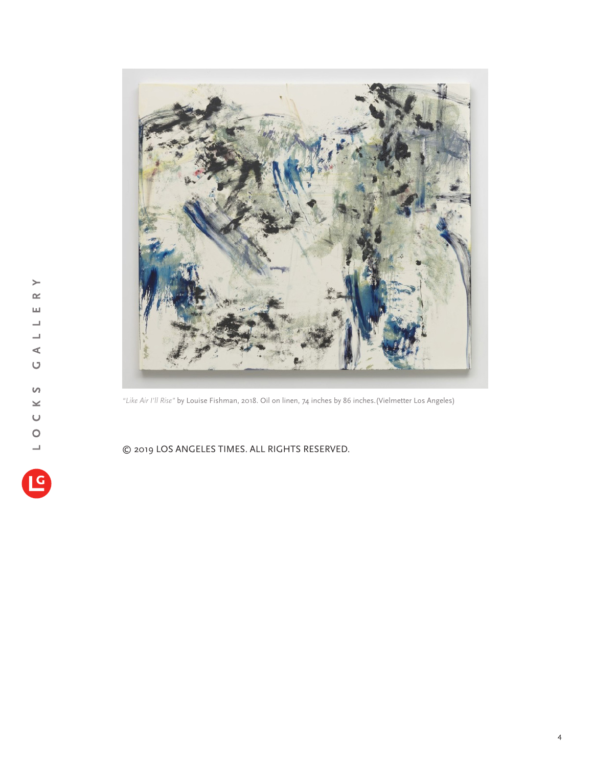*"Like Air I'll Rise"* by Louise Fishman, 2018. Oil on linen, 74 inches by 86 inches. (Vielmetter Los Angeles)

© 2019 LOS ANGELES TIMES. ALL RIGHTS RESERVED.